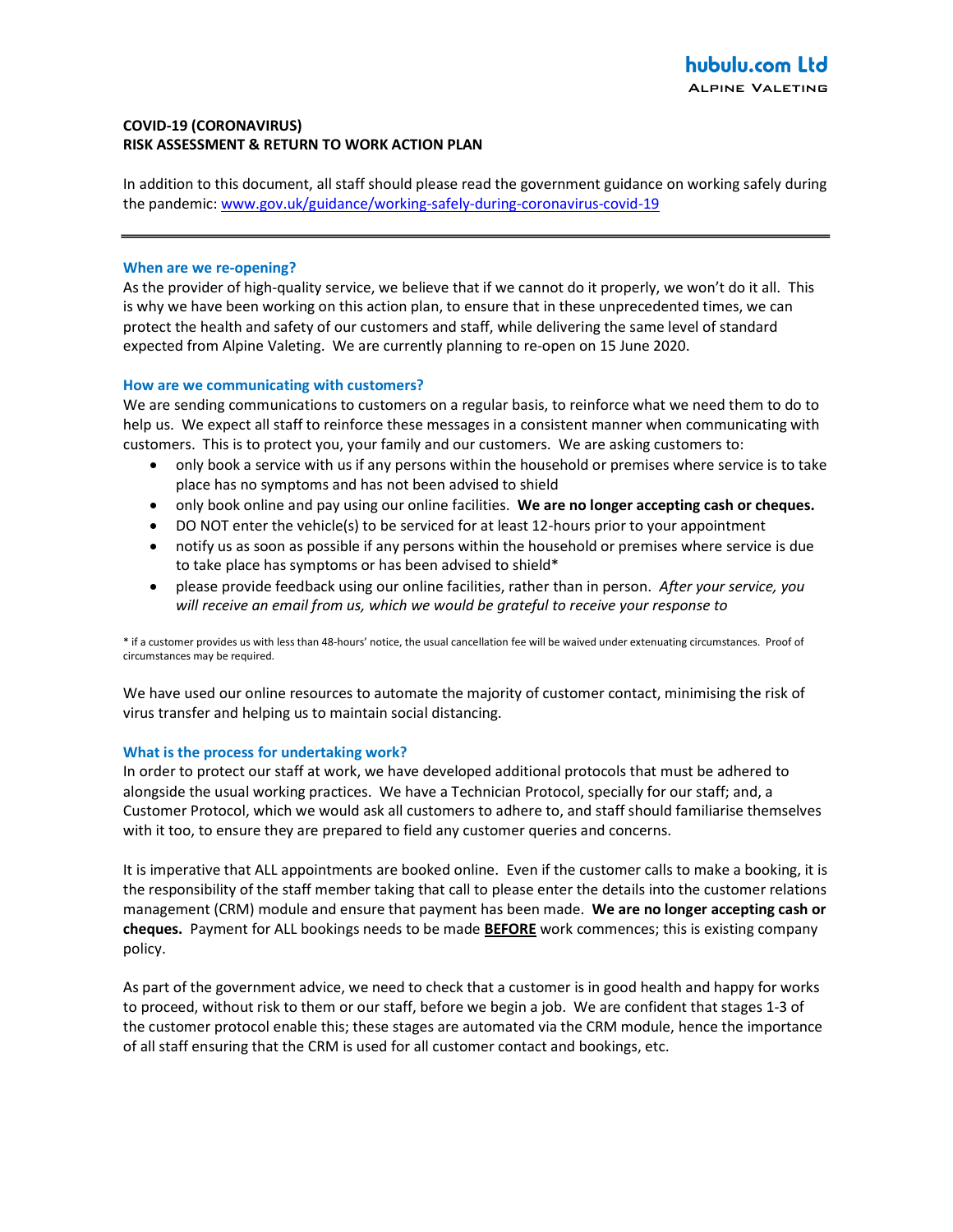hubulu.com Ltd
Alpine Valeting

# COVID-19 (CORONAVIRUS)
# RISK ASSESSMENT & RETURN TO WORK ACTION PLAN

In addition to this document, all staff should please read the government guidance on working safely during the pandemic: [www.gov.uk/guidance/working-safely-during-coronavirus-covid-19](www.gov.uk/guidance/working-safely-during-coronavirus-covid-19)

---

## When are we re-opening?

As the provider of high-quality service, we believe that if we cannot do it properly, we won't do it all. This is why we have been working on this action plan, to ensure that in these unprecedented times, we can protect the health and safety of our customers and staff, while delivering the same level of standard expected from Alpine Valeting. We are currently planning to re-open on 15 June 2020.

## How are we communicating with customers?

We are sending communications to customers on a regular basis, to reinforce what we need them to do to help us. We expect all staff to reinforce these messages in a consistent manner when communicating with customers. This is to protect you, your family and our customers. We are asking customers to:

- only book a service with us if any persons within the household or premises where service is to take place has no symptoms and has not been advised to shield
- only book online and pay using our online facilities. **We are no longer accepting cash or cheques.**
- DO NOT enter the vehicle(s) to be serviced for at least 12-hours prior to your appointment
- notify us as soon as possible if any persons within the household or premises where service is due to take place has symptoms or has been advised to shield*
- please provide feedback using our online facilities, rather than in person. *After your service, you will receive an email from us, which we would be grateful to receive your response to*

\* if a customer provides us with less than 48-hours' notice, the usual cancellation fee will be waived under extenuating circumstances. Proof of circumstances may be required.

We have used our online resources to automate the majority of customer contact, minimising the risk of virus transfer and helping us to maintain social distancing.

## What is the process for undertaking work?

In order to protect our staff at work, we have developed additional protocols that must be adhered to alongside the usual working practices. We have a Technician Protocol, specially for our staff; and, a Customer Protocol, which we would ask all customers to adhere to, and staff should familiarise themselves with it too, to ensure they are prepared to field any customer queries and concerns.

It is imperative that ALL appointments are booked online. Even if the customer calls to make a booking, it is the responsibility of the staff member taking that call to please enter the details into the customer relations management (CRM) module and ensure that payment has been made. **We are no longer accepting cash or cheques.** Payment for ALL bookings needs to be made **BEFORE** work commences; this is existing company policy.

As part of the government advice, we need to check that a customer is in good health and happy for works to proceed, without risk to them or our staff, before we begin a job. We are confident that stages 1-3 of the customer protocol enable this; these stages are automated via the CRM module, hence the importance of all staff ensuring that the CRM is used for all customer contact and bookings, etc.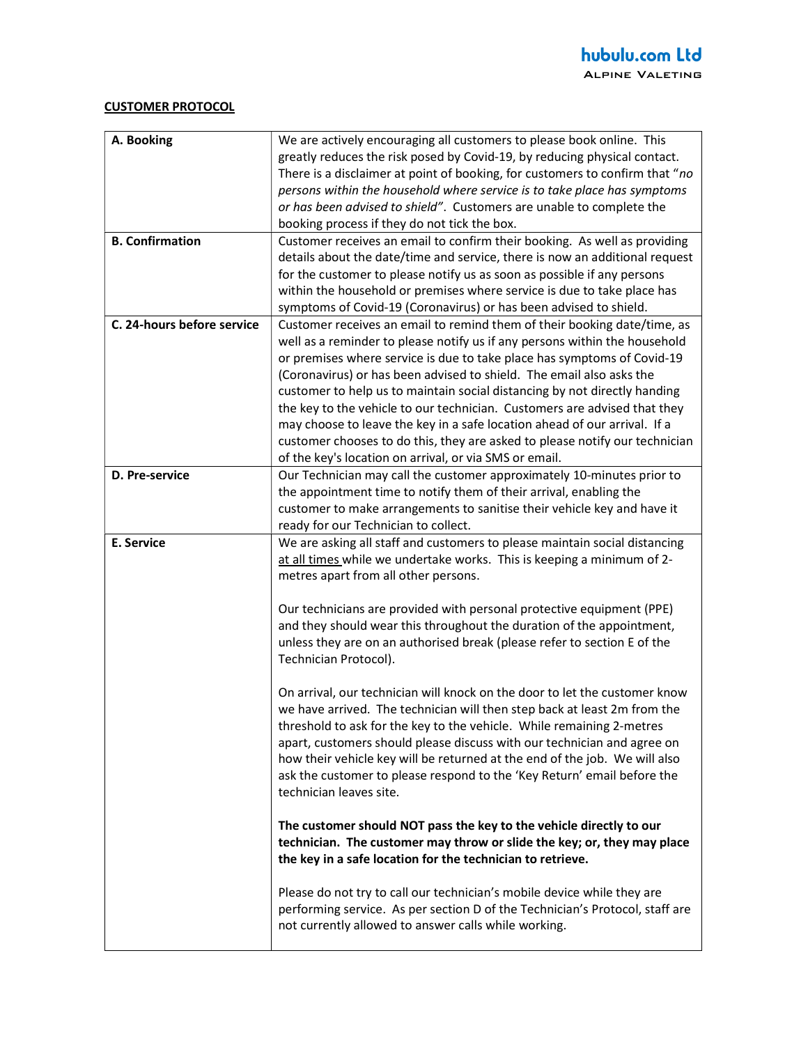## CUSTOMER PROTOCOL

| | |
|---|---|
| **A. Booking** | We are actively encouraging all customers to please book online. This greatly reduces the risk posed by Covid-19, by reducing physical contact. There is a disclaimer at point of booking, for customers to confirm that "*no persons within the household where service is to take place has symptoms or has been advised to shield"*. Customers are unable to complete the booking process if they do not tick the box. |
| **B. Confirmation** | Customer receives an email to confirm their booking. As well as providing details about the date/time and service, there is now an additional request for the customer to please notify us as soon as possible if any persons within the household or premises where service is due to take place has symptoms of Covid-19 (Coronavirus) or has been advised to shield. |
| **C. 24-hours before service** | Customer receives an email to remind them of their booking date/time, as well as a reminder to please notify us if any persons within the household or premises where service is due to take place has symptoms of Covid-19 (Coronavirus) or has been advised to shield. The email also asks the customer to help us to maintain social distancing by not directly handing the key to the vehicle to our technician. Customers are advised that they may choose to leave the key in a safe location ahead of our arrival. If a customer chooses to do this, they are asked to please notify our technician of the key's location on arrival, or via SMS or email. |
| **D. Pre-service** | Our Technician may call the customer approximately 10-minutes prior to the appointment time to notify them of their arrival, enabling the customer to make arrangements to sanitise their vehicle key and have it ready for our Technician to collect. |
| **E. Service** | We are asking all staff and customers to please maintain social distancing <u>at all times</u> while we undertake works. This is keeping a minimum of 2-metres apart from all other persons.<br><br>Our technicians are provided with personal protective equipment (PPE) and they should wear this throughout the duration of the appointment, unless they are on an authorised break (please refer to section E of the Technician Protocol).<br><br>On arrival, our technician will knock on the door to let the customer know we have arrived. The technician will then step back at least 2m from the threshold to ask for the key to the vehicle. While remaining 2-metres apart, customers should please discuss with our technician and agree on how their vehicle key will be returned at the end of the job. We will also ask the customer to please respond to the 'Key Return' email before the technician leaves site.<br><br>**The customer should NOT pass the key to the vehicle directly to our technician. The customer may throw or slide the key; or, they may place the key in a safe location for the technician to retrieve.**<br><br>Please do not try to call our technician's mobile device while they are performing service. As per section D of the Technician's Protocol, staff are not currently allowed to answer calls while working. |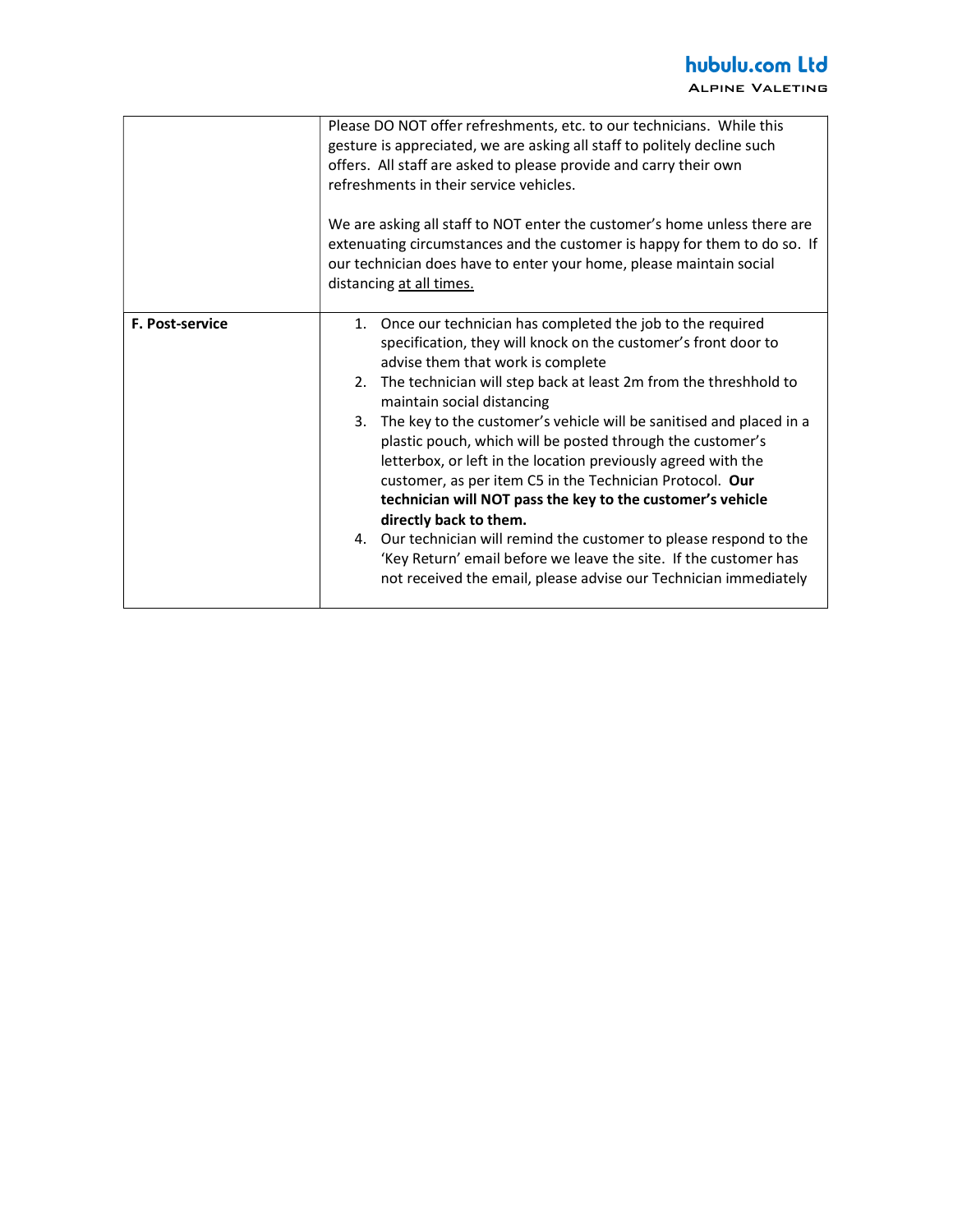| | |
|---|---|
| | Please DO NOT offer refreshments, etc. to our technicians. While this gesture is appreciated, we are asking all staff to politely decline such offers. All staff are asked to please provide and carry their own refreshments in their service vehicles.<br><br>We are asking all staff to NOT enter the customer's home unless there are extenuating circumstances and the customer is happy for them to do so. If our technician does have to enter your home, please maintain social distancing <u>at all times.</u> |
| **F. Post-service** | 1. Once our technician has completed the job to the required specification, they will knock on the customer's front door to advise them that work is complete<br>2. The technician will step back at least 2m from the threshhold to maintain social distancing<br>3. The key to the customer's vehicle will be sanitised and placed in a plastic pouch, which will be posted through the customer's letterbox, or left in the location previously agreed with the customer, as per item C5 in the Technician Protocol. **Our technician will NOT pass the key to the customer's vehicle directly back to them.**<br>4. Our technician will remind the customer to please respond to the 'Key Return' email before we leave the site. If the customer has not received the email, please advise our Technician immediately |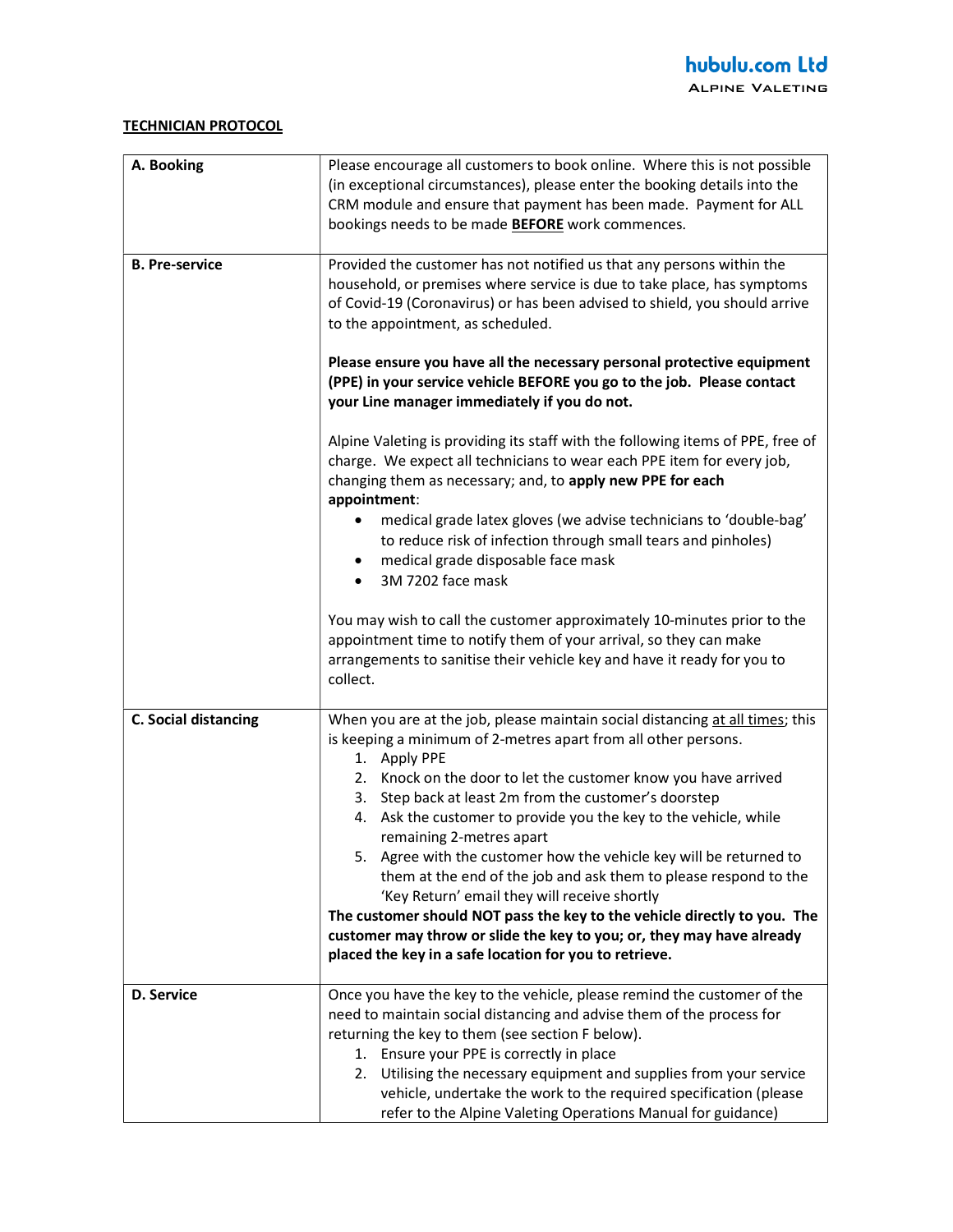**TECHNICIAN PROTOCOL**

| | |
|---|---|
| **A. Booking** | Please encourage all customers to book online. Where this is not possible (in exceptional circumstances), please enter the booking details into the CRM module and ensure that payment has been made. Payment for ALL bookings needs to be made **<u>BEFORE</u>** work commences. |
| **B. Pre-service** | Provided the customer has not notified us that any persons within the household, or premises where service is due to take place, has symptoms of Covid-19 (Coronavirus) or has been advised to shield, you should arrive to the appointment, as scheduled.<br><br>**Please ensure you have all the necessary personal protective equipment (PPE) in your service vehicle BEFORE you go to the job. Please contact your Line manager immediately if you do not.**<br><br>Alpine Valeting is providing its staff with the following items of PPE, free of charge. We expect all technicians to wear each PPE item for every job, changing them as necessary; and, to **apply new PPE for each appointment**:<br>• medical grade latex gloves (we advise technicians to 'double-bag' to reduce risk of infection through small tears and pinholes)<br>• medical grade disposable face mask<br>• 3M 7202 face mask<br><br>You may wish to call the customer approximately 10-minutes prior to the appointment time to notify them of your arrival, so they can make arrangements to sanitise their vehicle key and have it ready for you to collect. |
| **C. Social distancing** | When you are at the job, please maintain social distancing <u>at all times</u>; this is keeping a minimum of 2-metres apart from all other persons.<br>1. Apply PPE<br>2. Knock on the door to let the customer know you have arrived<br>3. Step back at least 2m from the customer's doorstep<br>4. Ask the customer to provide you the key to the vehicle, while remaining 2-metres apart<br>5. Agree with the customer how the vehicle key will be returned to them at the end of the job and ask them to please respond to the 'Key Return' email they will receive shortly<br>**The customer should NOT pass the key to the vehicle directly to you. The customer may throw or slide the key to you; or, they may have already placed the key in a safe location for you to retrieve.** |
| **D. Service** | Once you have the key to the vehicle, please remind the customer of the need to maintain social distancing and advise them of the process for returning the key to them (see section F below).<br>1. Ensure your PPE is correctly in place<br>2. Utilising the necessary equipment and supplies from your service vehicle, undertake the work to the required specification (please refer to the Alpine Valeting Operations Manual for guidance) |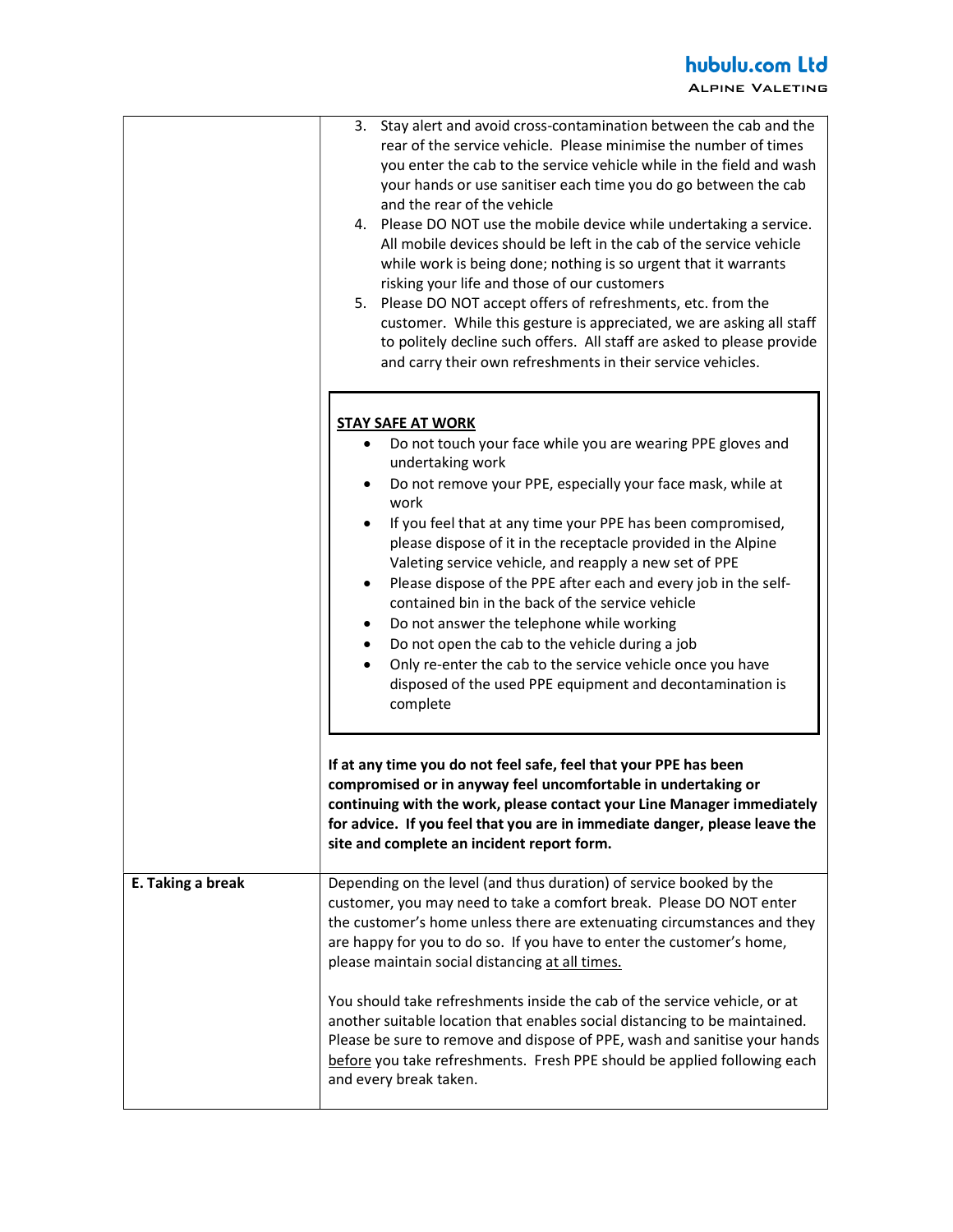| | |
|---|---|
| | 3. Stay alert and avoid cross-contamination between the cab and the rear of the service vehicle. Please minimise the number of times you enter the cab to the service vehicle while in the field and wash your hands or use sanitiser each time you do go between the cab and the rear of the vehicle<br>4. Please DO NOT use the mobile device while undertaking a service. All mobile devices should be left in the cab of the service vehicle while work is being done; nothing is so urgent that it warrants risking your life and those of our customers<br>5. Please DO NOT accept offers of refreshments, etc. from the customer. While this gesture is appreciated, we are asking all staff to politely decline such offers. All staff are asked to please provide and carry their own refreshments in their service vehicles.<br><br>**STAY SAFE AT WORK**<br>• Do not touch your face while you are wearing PPE gloves and undertaking work<br>• Do not remove your PPE, especially your face mask, while at work<br>• If you feel that at any time your PPE has been compromised, please dispose of it in the receptacle provided in the Alpine Valeting service vehicle, and reapply a new set of PPE<br>• Please dispose of the PPE after each and every job in the self-contained bin in the back of the service vehicle<br>• Do not answer the telephone while working<br>• Do not open the cab to the vehicle during a job<br>• Only re-enter the cab to the service vehicle once you have disposed of the used PPE equipment and decontamination is complete<br><br>**If at any time you do not feel safe, feel that your PPE has been compromised or in anyway feel uncomfortable in undertaking or continuing with the work, please contact your Line Manager immediately for advice. If you feel that you are in immediate danger, please leave the site and complete an incident report form.** |
| **E. Taking a break** | Depending on the level (and thus duration) of service booked by the customer, you may need to take a comfort break. Please DO NOT enter the customer's home unless there are extenuating circumstances and they are happy for you to do so. If you have to enter the customer's home, please maintain social distancing <u>at all times.</u><br><br>You should take refreshments inside the cab of the service vehicle, or at another suitable location that enables social distancing to be maintained. Please be sure to remove and dispose of PPE, wash and sanitise your hands <u>before</u> you take refreshments. Fresh PPE should be applied following each and every break taken. |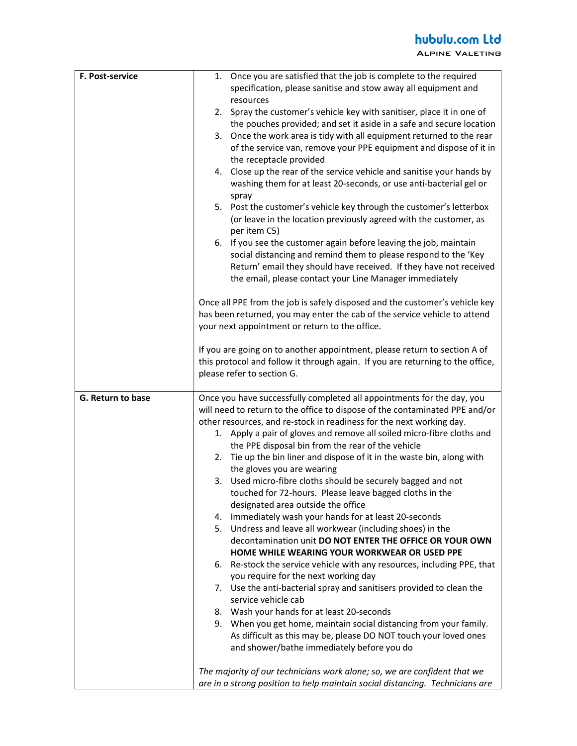| | |
|---|---|
| **F. Post-service** | 1. Once you are satisfied that the job is complete to the required specification, please sanitise and stow away all equipment and resources<br>2. Spray the customer's vehicle key with sanitiser, place it in one of the pouches provided; and set it aside in a safe and secure location<br>3. Once the work area is tidy with all equipment returned to the rear of the service van, remove your PPE equipment and dispose of it in the receptacle provided<br>4. Close up the rear of the service vehicle and sanitise your hands by washing them for at least 20-seconds, or use anti-bacterial gel or spray<br>5. Post the customer's vehicle key through the customer's letterbox (or leave in the location previously agreed with the customer, as per item C5)<br>6. If you see the customer again before leaving the job, maintain social distancing and remind them to please respond to the 'Key Return' email they should have received. If they have not received the email, please contact your Line Manager immediately<br><br>Once all PPE from the job is safely disposed and the customer's vehicle key has been returned, you may enter the cab of the service vehicle to attend your next appointment or return to the office.<br><br>If you are going on to another appointment, please return to section A of this protocol and follow it through again. If you are returning to the office, please refer to section G. |
| **G. Return to base** | Once you have successfully completed all appointments for the day, you will need to return to the office to dispose of the contaminated PPE and/or other resources, and re-stock in readiness for the next working day.<br>1. Apply a pair of gloves and remove all soiled micro-fibre cloths and the PPE disposal bin from the rear of the vehicle<br>2. Tie up the bin liner and dispose of it in the waste bin, along with the gloves you are wearing<br>3. Used micro-fibre cloths should be securely bagged and not touched for 72-hours. Please leave bagged cloths in the designated area outside the office<br>4. Immediately wash your hands for at least 20-seconds<br>5. Undress and leave all workwear (including shoes) in the decontamination unit **DO NOT ENTER THE OFFICE OR YOUR OWN HOME WHILE WEARING YOUR WORKWEAR OR USED PPE**<br>6. Re-stock the service vehicle with any resources, including PPE, that you require for the next working day<br>7. Use the anti-bacterial spray and sanitisers provided to clean the service vehicle cab<br>8. Wash your hands for at least 20-seconds<br>9. When you get home, maintain social distancing from your family. As difficult as this may be, please DO NOT touch your loved ones and shower/bathe immediately before you do<br><br>*The majority of our technicians work alone; so, we are confident that we are in a strong position to help maintain social distancing. Technicians are* |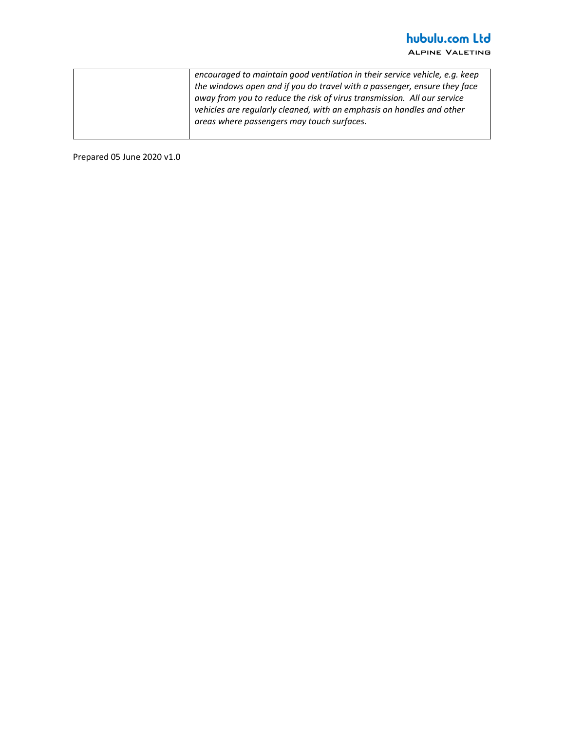| | |
|---|---|
| | *encouraged to maintain good ventilation in their service vehicle, e.g. keep the windows open and if you do travel with a passenger, ensure they face away from you to reduce the risk of virus transmission. All our service vehicles are regularly cleaned, with an emphasis on handles and other areas where passengers may touch surfaces.* |

Prepared 05 June 2020 v1.0